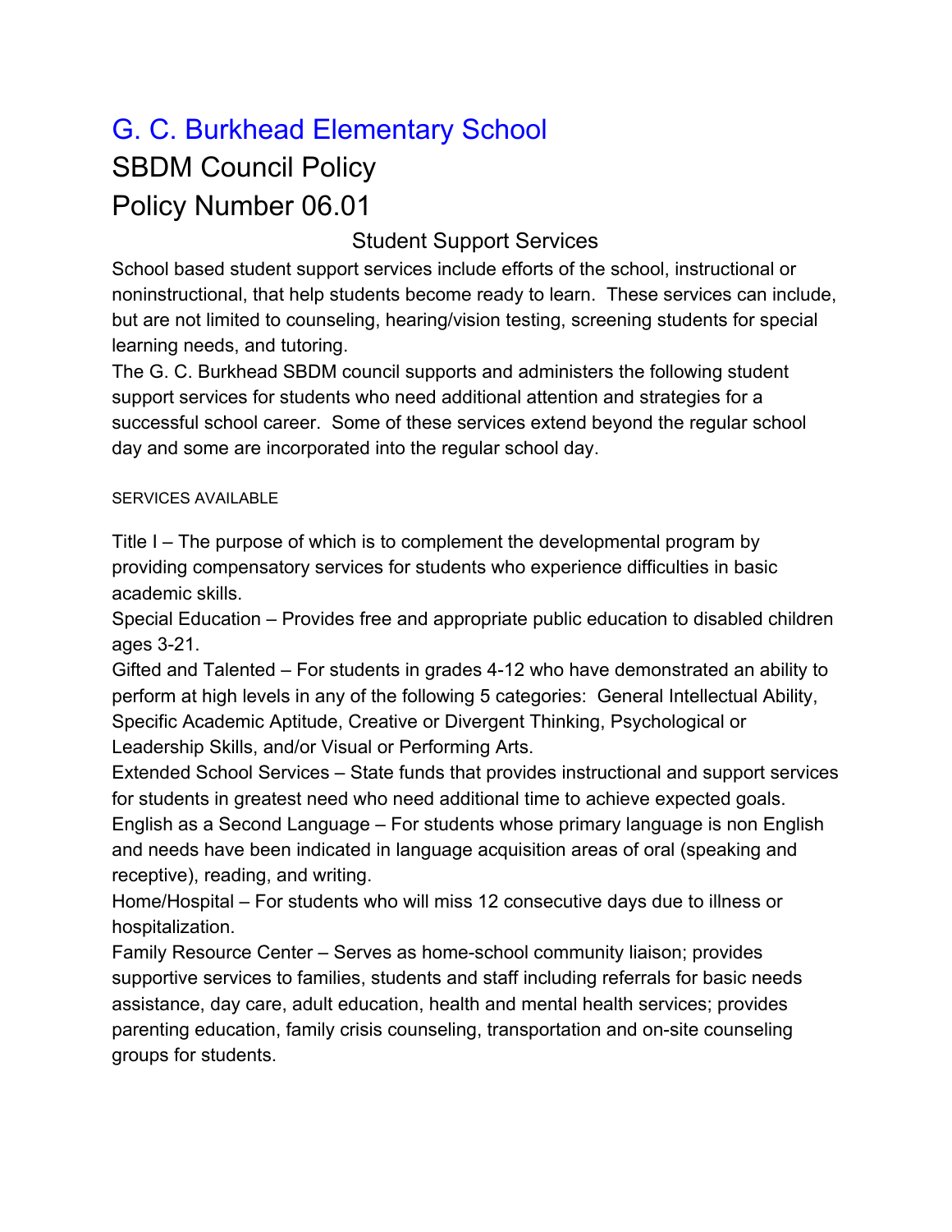# G. C. Burkhead Elementary School

## SBDM Council Policy

## Policy Number 06.01

### Student Support Services

School based student support services include efforts of the school, instructional or noninstructional, that help students become ready to learn. These services can include, but are not limited to counseling, hearing/vision testing, screening students for special learning needs, and tutoring.

The G. C. Burkhead SBDM council supports and administers the following student support services for students who need additional attention and strategies for a successful school career. Some of these services extend beyond the regular school day and some are incorporated into the regular school day.

SERVICES AVAILABLE

Title I – The purpose of which is to complement the developmental program by providing compensatory services for students who experience difficulties in basic academic skills.

Special Education – Provides free and appropriate public education to disabled children ages 3-21.

Gifted and Talented – For students in grades 4-12 who have demonstrated an ability to perform at high levels in any of the following 5 categories: General Intellectual Ability, Specific Academic Aptitude, Creative or Divergent Thinking, Psychological or Leadership Skills, and/or Visual or Performing Arts.

Extended School Services – State funds that provides instructional and support services for students in greatest need who need additional time to achieve expected goals.

English as a Second Language – For students whose primary language is non English and needs have been indicated in language acquisition areas of oral (speaking and receptive), reading, and writing.

Home/Hospital – For students who will miss 12 consecutive days due to illness or hospitalization.

Family Resource Center – Serves as home-school community liaison; provides supportive services to families, students and staff including referrals for basic needs assistance, day care, adult education, health and mental health services; provides parenting education, family crisis counseling, transportation and on-site counseling groups for students.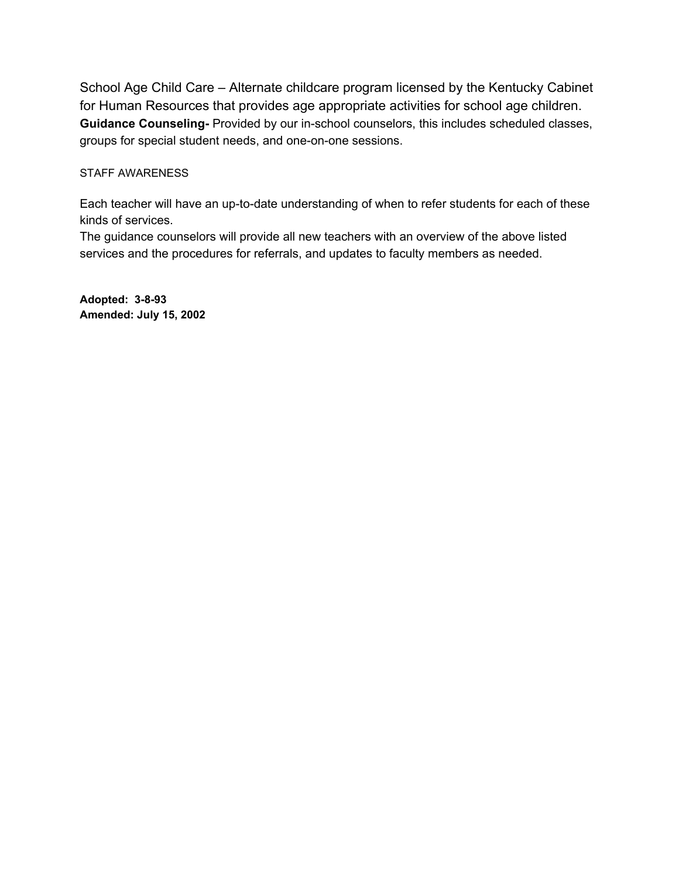School Age Child Care – Alternate childcare program licensed by the Kentucky Cabinet for Human Resources that provides age appropriate activities for school age children.

**Guidance Counseling-** Provided by our in-school counselors, this includes scheduled classes, groups for special student needs, and one-on-one sessions.

STAFF AWARENESS

Each teacher will have an up-to-date understanding of when to refer students for each of these kinds of services.

The guidance counselors will provide all new teachers with an overview of the above listed services and the procedures for referrals, and updates to faculty members as needed.

**Adopted: 3-8-93**
**Amended: July 15, 2002**